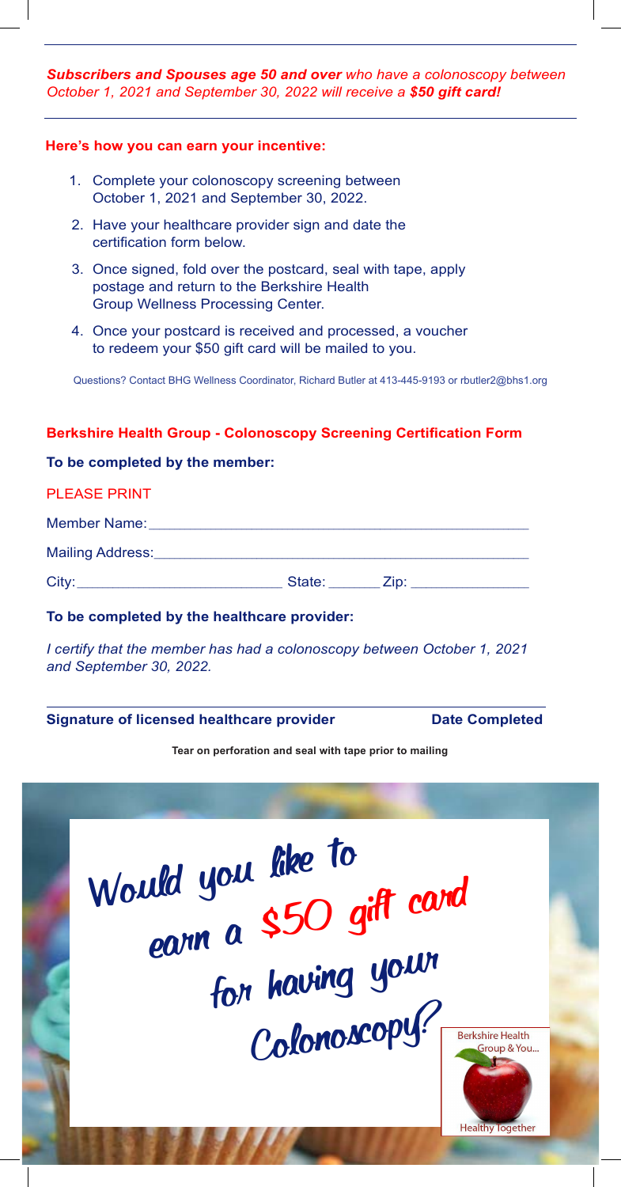***Subscribers and Spouses age 50 and over*** *who have a colonoscopy between October 1, 2021 and September 30, 2022 will receive a* ***$50 gift card!***

**Here's how you can earn your incentive:**

1. Complete your colonoscopy screening between October 1, 2021 and September 30, 2022.
2. Have your healthcare provider sign and date the certification form below.
3. Once signed, fold over the postcard, seal with tape, apply postage and return to the Berkshire Health Group Wellness Processing Center.
4. Once your postcard is received and processed, a voucher to redeem your $50 gift card will be mailed to you.

Questions? Contact BHG Wellness Coordinator, Richard Butler at 413-445-9193 or rbutler2@bhs1.org

**Berkshire Health Group - Colonoscopy Screening Certification Form**

**To be completed by the member:**

PLEASE PRINT

Member Name:___________________________________________________

Mailing Address:_________________________________________________

City:__________________________ State: _______ Zip: _______________

**To be completed by the healthcare provider:**

*I certify that the member has had a colonoscopy between October 1, 2021 and September 30, 2022.*

_____________________________________________________________________

**Signature of licensed healthcare provider** **Date Completed**

**Tear on perforation and seal with tape prior to mailing**

Would you like to earn a $50 gift card for having your Colonoscopy?

Berkshire Health Group & You...

Healthy Together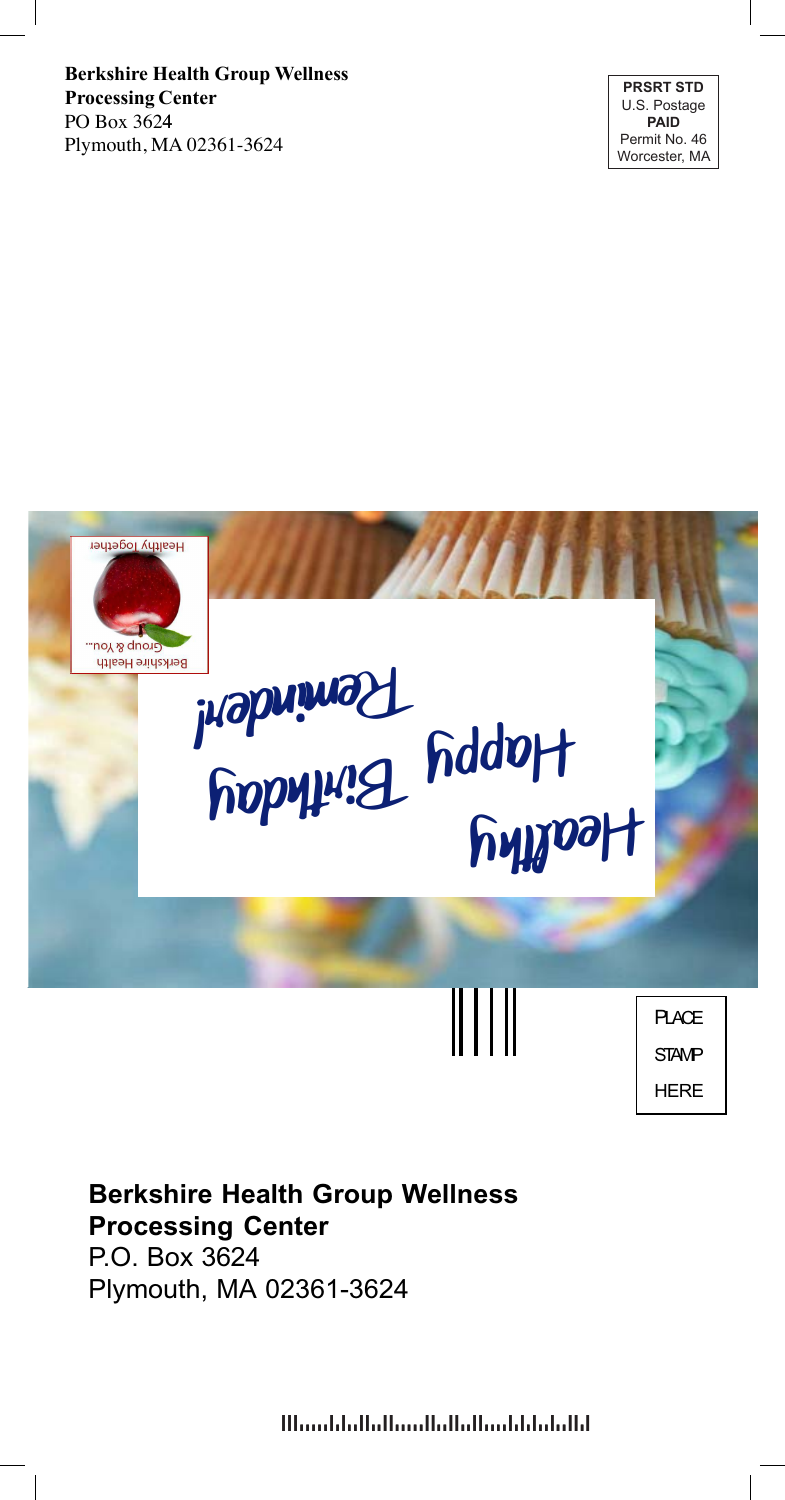**Berkshire Health Group Wellness Processing Center**
PO Box 3624
Plymouth, MA 02361-3624

PRSRT STD
U.S. Postage
PAID
Permit No. 46
Worcester, MA

Healthy Together

Berkshire Health Group & You...

Reminder!
Happy Birthday
Healthy

PLACE
STAMP
HERE

**Berkshire Health Group Wellness Processing Center**
P.O. Box 3624
Plymouth, MA 02361-3624